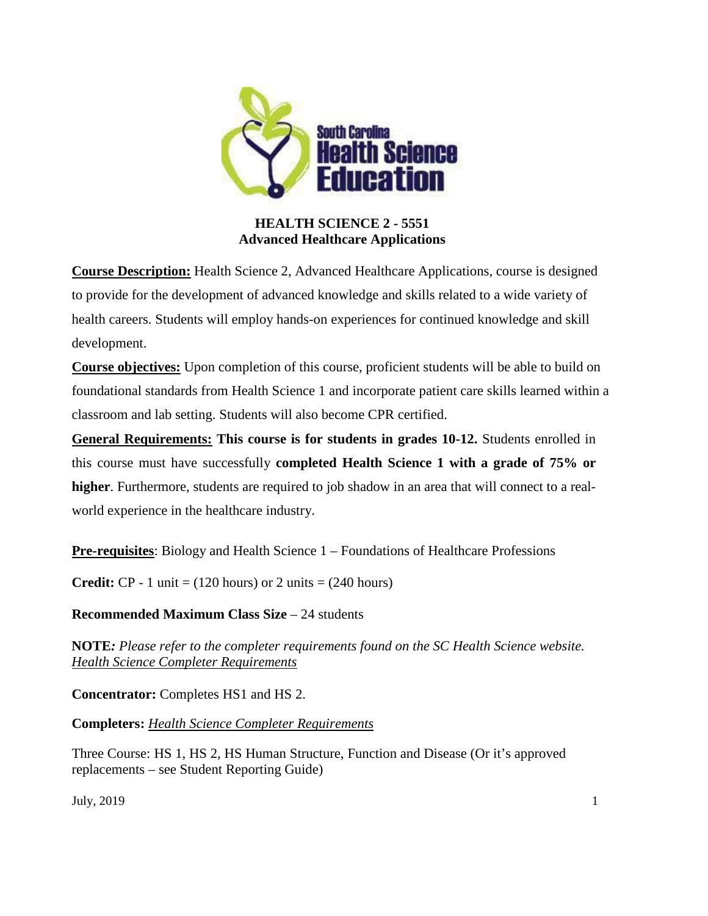# HEALTH SCIENCE 2 - 5551
## Advanced Healthcare Applications

**Course Description:** Health Science 2, Advanced Healthcare Applications, course is designed to provide for the development of advanced knowledge and skills related to a wide variety of health careers. Students will employ hands-on experiences for continued knowledge and skill development.

**Course objectives:** Upon completion of this course, proficient students will be able to build on foundational standards from Health Science 1 and incorporate patient care skills learned within a classroom and lab setting. Students will also become CPR certified.

**General Requirements:** **This course is for students in grades 10-12.** Students enrolled in this course must have successfully **completed Health Science 1 with a grade of 75% or higher**. Furthermore, students are required to job shadow in an area that will connect to a real-world experience in the healthcare industry.

**Pre-requisites**: Biology and Health Science 1 – Foundations of Healthcare Professions

**Credit:** CP - 1 unit = (120 hours) or 2 units = (240 hours)

**Recommended Maximum Class Size** – 24 students

**NOTE***: Please refer to the completer requirements found on the SC Health Science website.* *Health Science Completer Requirements*

**Concentrator:** Completes HS1 and HS 2.

**Completers:** *Health Science Completer Requirements*

Three Course: HS 1, HS 2, HS Human Structure, Function and Disease (Or it's approved replacements – see Student Reporting Guide)

July, 2019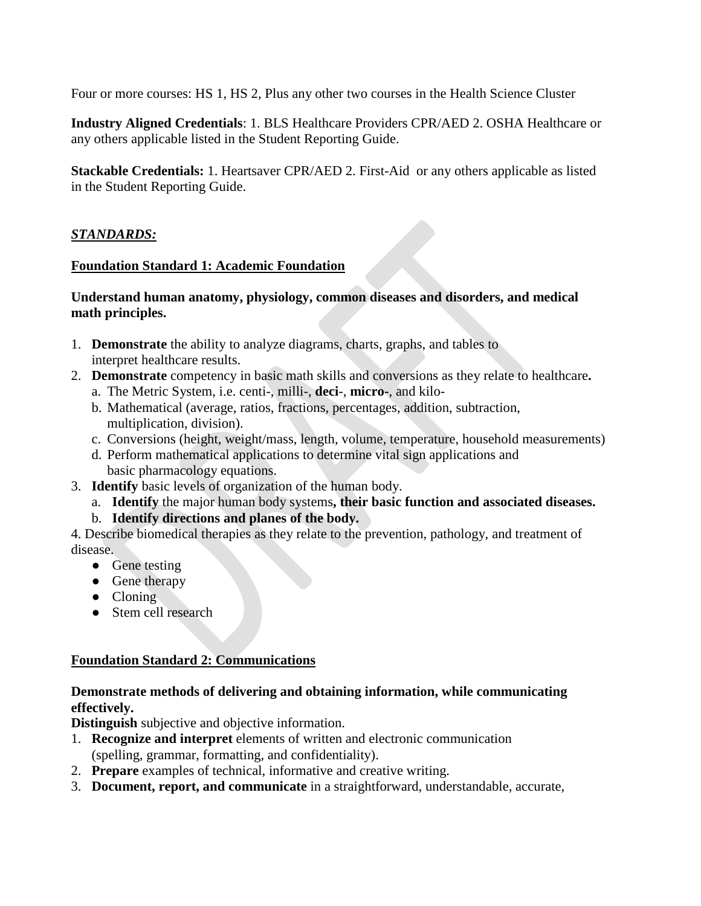Four or more courses: HS 1, HS 2, Plus any other two courses in the Health Science Cluster

**Industry Aligned Credentials**: 1. BLS Healthcare Providers CPR/AED 2. OSHA Healthcare or any others applicable listed in the Student Reporting Guide.

**Stackable Credentials:** 1. Heartsaver CPR/AED 2. First-Aid or any others applicable as listed in the Student Reporting Guide.

***STANDARDS:***

**Foundation Standard 1: Academic Foundation**

**Understand human anatomy, physiology, common diseases and disorders, and medical math principles.**

1. **Demonstrate** the ability to analyze diagrams, charts, graphs, and tables to interpret healthcare results.
2. **Demonstrate** competency in basic math skills and conversions as they relate to healthcare**.**
   a. The Metric System, i.e. centi-, milli-, **deci**-, **micro-**, and kilo-
   b. Mathematical (average, ratios, fractions, percentages, addition, subtraction, multiplication, division).
   c. Conversions (height, weight/mass, length, volume, temperature, household measurements)
   d. Perform mathematical applications to determine vital sign applications and basic pharmacology equations.
3. **Identify** basic levels of organization of the human body.
   a. **Identify** the major human body systems**, their basic function and associated diseases.**
   b. **Identify directions and planes of the body.**

4. Describe biomedical therapies as they relate to the prevention, pathology, and treatment of disease.
   - Gene testing
   - Gene therapy
   - Cloning
   - Stem cell research

**Foundation Standard 2: Communications**

**Demonstrate methods of delivering and obtaining information, while communicating effectively.**

**Distinguish** subjective and objective information.

1. **Recognize and interpret** elements of written and electronic communication (spelling, grammar, formatting, and confidentiality).
2. **Prepare** examples of technical, informative and creative writing.
3. **Document, report, and communicate** in a straightforward, understandable, accurate,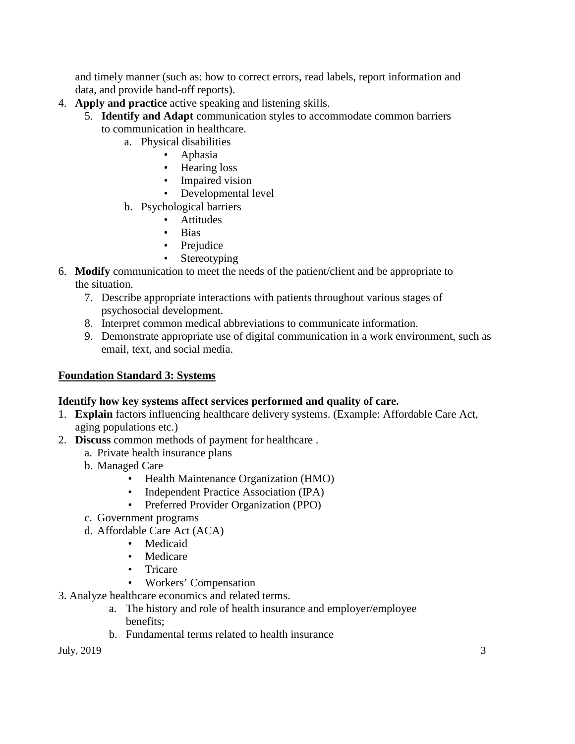and timely manner (such as: how to correct errors, read labels, report information and data, and provide hand-off reports).

4. **Apply and practice** active speaking and listening skills.
   5. **Identify and Adapt** communication styles to accommodate common barriers to communication in healthcare.
      a. Physical disabilities
         - Aphasia
         - Hearing loss
         - Impaired vision
         - Developmental level
      b. Psychological barriers
         - Attitudes
         - Bias
         - Prejudice
         - Stereotyping
6. **Modify** communication to meet the needs of the patient/client and be appropriate to the situation.
   7. Describe appropriate interactions with patients throughout various stages of psychosocial development.
   8. Interpret common medical abbreviations to communicate information.
   9. Demonstrate appropriate use of digital communication in a work environment, such as email, text, and social media.

## Foundation Standard 3: Systems

**Identify how key systems affect services performed and quality of care.**

1. **Explain** factors influencing healthcare delivery systems. (Example: Affordable Care Act, aging populations etc.)
2. **Discuss** common methods of payment for healthcare .
   a. Private health insurance plans
   b. Managed Care
      - Health Maintenance Organization (HMO)
      - Independent Practice Association (IPA)
      - Preferred Provider Organization (PPO)
   c. Government programs
   d. Affordable Care Act (ACA)
      - Medicaid
      - Medicare
      - Tricare
      - Workers' Compensation
3. Analyze healthcare economics and related terms.
   a. The history and role of health insurance and employer/employee benefits;
   b. Fundamental terms related to health insurance

July, 2019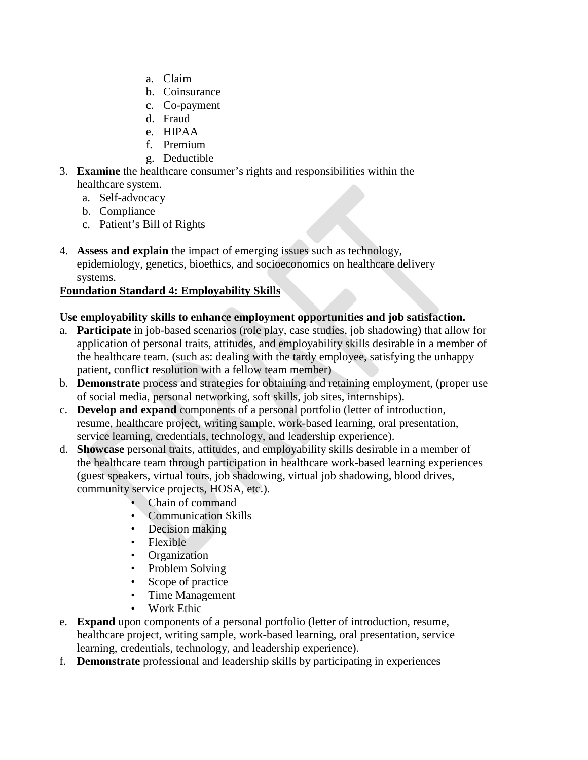a. Claim
b. Coinsurance
c. Co-payment
d. Fraud
e. HIPAA
f. Premium
g. Deductible

3. **Examine** the healthcare consumer's rights and responsibilities within the healthcare system.
   a. Self-advocacy
   b. Compliance
   c. Patient's Bill of Rights

4. **Assess and explain** the impact of emerging issues such as technology, epidemiology, genetics, bioethics, and socioeconomics on healthcare delivery systems.

**Foundation Standard 4: Employability Skills**

**Use employability skills to enhance employment opportunities and job satisfaction.**

a. **Participate** in job-based scenarios (role play, case studies, job shadowing) that allow for application of personal traits, attitudes, and employability skills desirable in a member of the healthcare team. (such as: dealing with the tardy employee, satisfying the unhappy patient, conflict resolution with a fellow team member)
b. **Demonstrate** process and strategies for obtaining and retaining employment, (proper use of social media, personal networking, soft skills, job sites, internships).
c. **Develop and expand** components of a personal portfolio (letter of introduction, resume, healthcare project, writing sample, work-based learning, oral presentation, service learning, credentials, technology, and leadership experience).
d. **Showcase** personal traits, attitudes, and employability skills desirable in a member of the healthcare team through participation **i**n healthcare work-based learning experiences (guest speakers, virtual tours, job shadowing, virtual job shadowing, blood drives, community service projects, HOSA, etc.).
   - Chain of command
   - Communication Skills
   - Decision making
   - Flexible
   - Organization
   - Problem Solving
   - Scope of practice
   - Time Management
   - Work Ethic
e. **Expand** upon components of a personal portfolio (letter of introduction, resume, healthcare project, writing sample, work-based learning, oral presentation, service learning, credentials, technology, and leadership experience).
f. **Demonstrate** professional and leadership skills by participating in experiences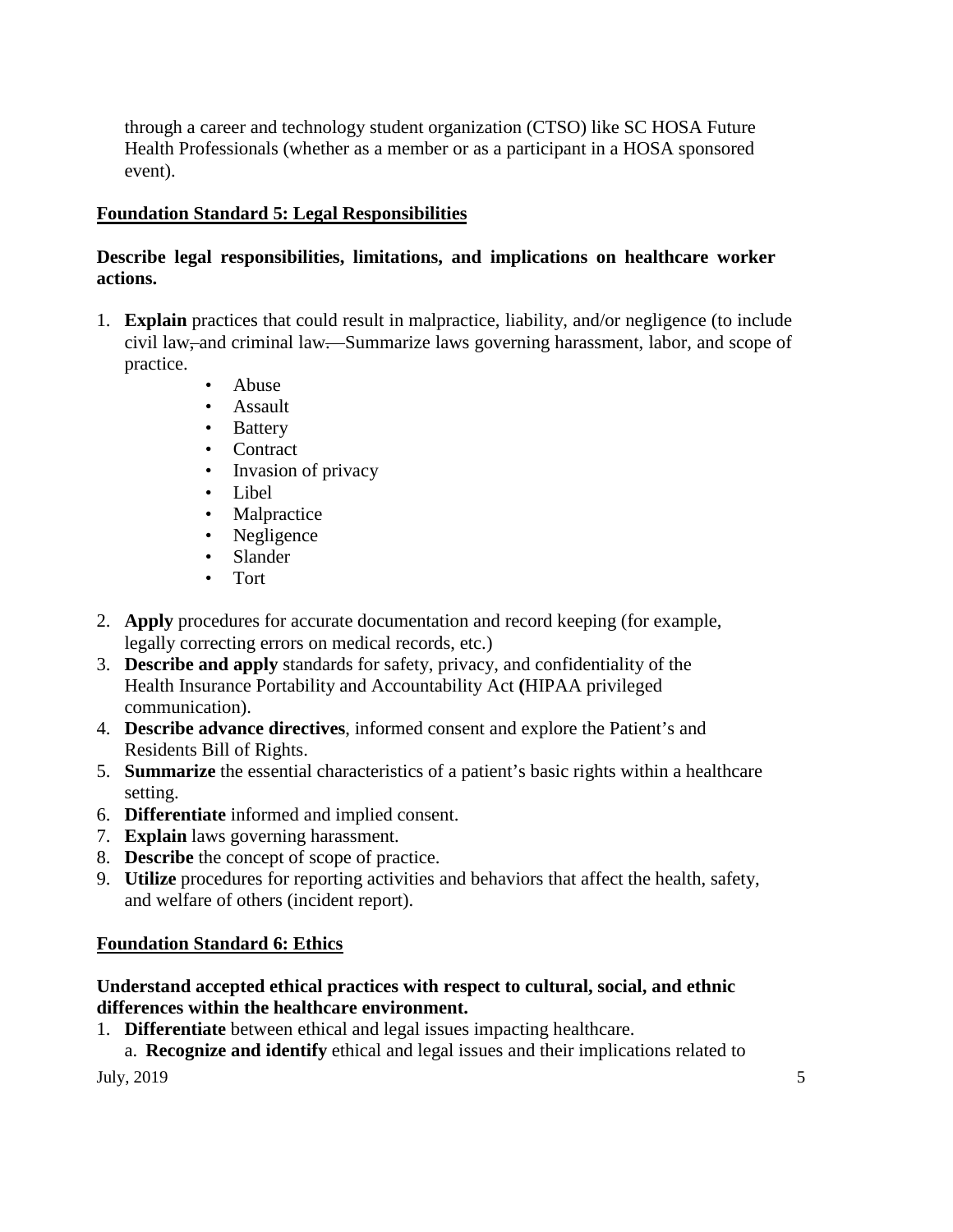through a career and technology student organization (CTSO) like SC HOSA Future Health Professionals (whether as a member or as a participant in a HOSA sponsored event).

## Foundation Standard 5: Legal Responsibilities

**Describe legal responsibilities, limitations, and implications on healthcare worker actions.**

1. **Explain** practices that could result in malpractice, liability, and/or negligence (to include civil law, and criminal law. Summarize laws governing harassment, labor, and scope of practice.
    - Abuse
    - Assault
    - Battery
    - Contract
    - Invasion of privacy
    - Libel
    - Malpractice
    - Negligence
    - Slander
    - Tort
2. **Apply** procedures for accurate documentation and record keeping (for example, legally correcting errors on medical records, etc.)
3. **Describe and apply** standards for safety, privacy, and confidentiality of the Health Insurance Portability and Accountability Act **(**HIPAA privileged communication).
4. **Describe advance directives**, informed consent and explore the Patient's and Residents Bill of Rights.
5. **Summarize** the essential characteristics of a patient's basic rights within a healthcare setting.
6. **Differentiate** informed and implied consent.
7. **Explain** laws governing harassment.
8. **Describe** the concept of scope of practice.
9. **Utilize** procedures for reporting activities and behaviors that affect the health, safety, and welfare of others (incident report).

## Foundation Standard 6: Ethics

**Understand accepted ethical practices with respect to cultural, social, and ethnic differences within the healthcare environment.**

1. **Differentiate** between ethical and legal issues impacting healthcare.
    a. **Recognize and identify** ethical and legal issues and their implications related to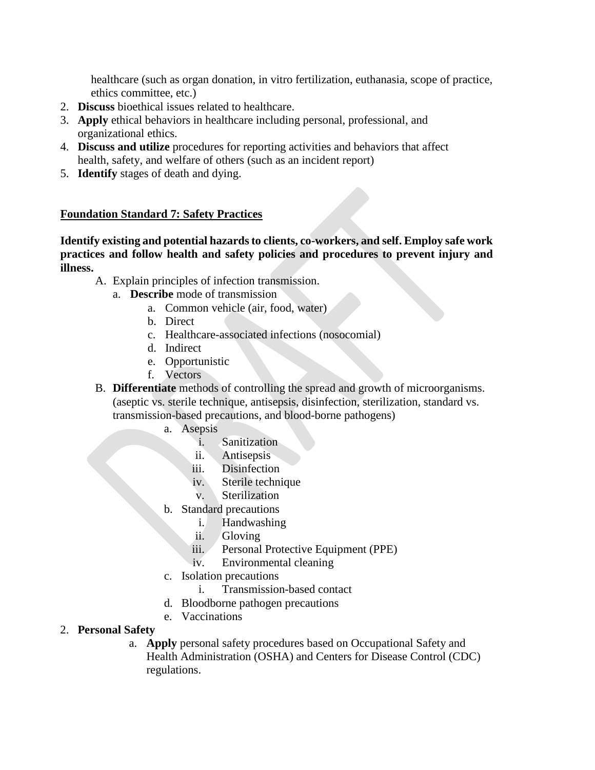healthcare (such as organ donation, in vitro fertilization, euthanasia, scope of practice, ethics committee, etc.)

2. **Discuss** bioethical issues related to healthcare.
3. **Apply** ethical behaviors in healthcare including personal, professional, and organizational ethics.
4. **Discuss and utilize** procedures for reporting activities and behaviors that affect health, safety, and welfare of others (such as an incident report)
5. **Identify** stages of death and dying.

**<u>Foundation Standard 7: Safety Practices</u>**

**Identify existing and potential hazards to clients, co-workers, and self. Employ safe work practices and follow health and safety policies and procedures to prevent injury and illness.**

- A. Explain principles of infection transmission.
  - a. **Describe** mode of transmission
    - a. Common vehicle (air, food, water)
    - b. Direct
    - c. Healthcare-associated infections (nosocomial)
    - d. Indirect
    - e. Opportunistic
    - f. Vectors
- B. **Differentiate** methods of controlling the spread and growth of microorganisms. (aseptic vs. sterile technique, antisepsis, disinfection, sterilization, standard vs. transmission-based precautions, and blood-borne pathogens)
  - a. Asepsis
    - i. Sanitization
    - ii. Antisepsis
    - iii. Disinfection
    - iv. Sterile technique
    - v. Sterilization
  - b. Standard precautions
    - i. Handwashing
    - ii. Gloving
    - iii. Personal Protective Equipment (PPE)
    - iv. Environmental cleaning
  - c. Isolation precautions
    - i. Transmission-based contact
  - d. Bloodborne pathogen precautions
  - e. Vaccinations

2. **Personal Safety**
   - a. **Apply** personal safety procedures based on Occupational Safety and Health Administration (OSHA) and Centers for Disease Control (CDC) regulations.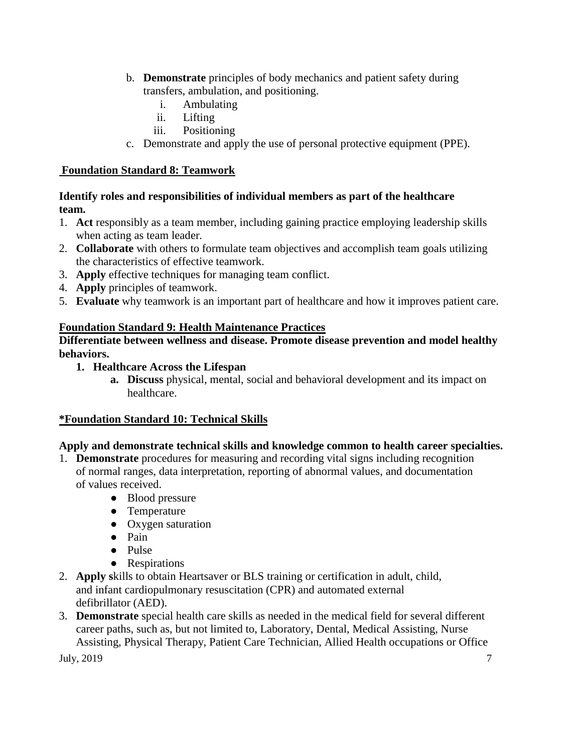b. **Demonstrate** principles of body mechanics and patient safety during transfers, ambulation, and positioning.
    i. Ambulating
    ii. Lifting
    iii. Positioning

c. Demonstrate and apply the use of personal protective equipment (PPE).

## Foundation Standard 8: Teamwork

**Identify roles and responsibilities of individual members as part of the healthcare team.**

1. **Act** responsibly as a team member, including gaining practice employing leadership skills when acting as team leader.
2. **Collaborate** with others to formulate team objectives and accomplish team goals utilizing the characteristics of effective teamwork.
3. **Apply** effective techniques for managing team conflict.
4. **Apply** principles of teamwork.
5. **Evaluate** why teamwork is an important part of healthcare and how it improves patient care.

## Foundation Standard 9: Health Maintenance Practices

**Differentiate between wellness and disease. Promote disease prevention and model healthy behaviors.**

1. **Healthcare Across the Lifespan**
    a. **Discuss** physical, mental, social and behavioral development and its impact on healthcare.

## *Foundation Standard 10: Technical Skills

**Apply and demonstrate technical skills and knowledge common to health career specialties.**

1. **Demonstrate** procedures for measuring and recording vital signs including recognition of normal ranges, data interpretation, reporting of abnormal values, and documentation of values received.
    - Blood pressure
    - Temperature
    - Oxygen saturation
    - Pain
    - Pulse
    - Respirations
2. **Apply s**kills to obtain Heartsaver or BLS training or certification in adult, child, and infant cardiopulmonary resuscitation (CPR) and automated external defibrillator (AED).
3. **Demonstrate** special health care skills as needed in the medical field for several different career paths, such as, but not limited to, Laboratory, Dental, Medical Assisting, Nurse Assisting, Physical Therapy, Patient Care Technician, Allied Health occupations or Office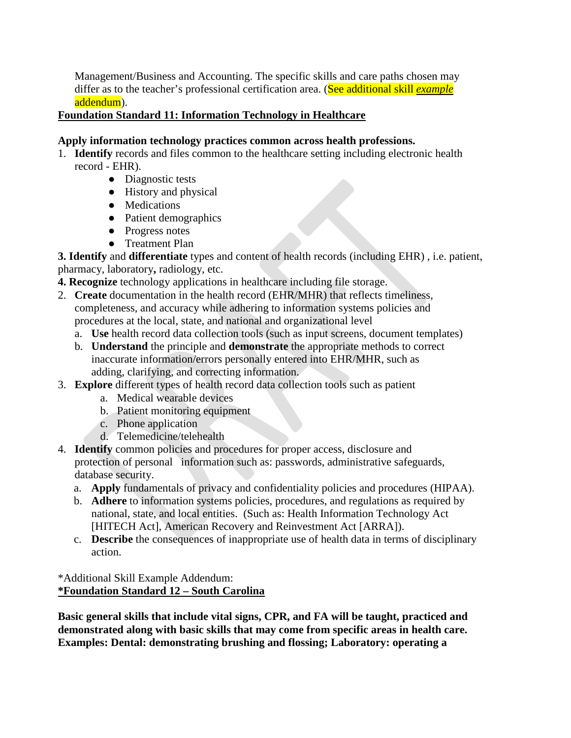Management/Business and Accounting. The specific skills and care paths chosen may differ as to the teacher's professional certification area. (See additional skill *example* addendum).

**Foundation Standard 11: Information Technology in Healthcare**

**Apply information technology practices common across health professions.**

1. **Identify** records and files common to the healthcare setting including electronic health record - EHR).
   - Diagnostic tests
   - History and physical
   - Medications
   - Patient demographics
   - Progress notes
   - Treatment Plan

**3. Identify** and **differentiate** types and content of health records (including EHR) , i.e. patient, pharmacy, laboratory**,** radiology, etc.

**4. Recognize** technology applications in healthcare including file storage.

2. **Create** documentation in the health record (EHR/MHR) that reflects timeliness, completeness, and accuracy while adhering to information systems policies and procedures at the local, state, and national and organizational level
   a. **Use** health record data collection tools (such as input screens, document templates)
   b. **Understand** the principle and **demonstrate** the appropriate methods to correct inaccurate information/errors personally entered into EHR/MHR, such as adding, clarifying, and correcting information.
3. **Explore** different types of health record data collection tools such as patient
   a. Medical wearable devices
   b. Patient monitoring equipment
   c. Phone application
   d. Telemedicine/telehealth
4. **Identify** common policies and procedures for proper access, disclosure and protection of personal information such as: passwords, administrative safeguards, database security.
   a. **Apply** fundamentals of privacy and confidentiality policies and procedures (HIPAA).
   b. **Adhere** to information systems policies, procedures, and regulations as required by national, state, and local entities. (Such as: Health Information Technology Act [HITECH Act], American Recovery and Reinvestment Act [ARRA]).
   c. **Describe** the consequences of inappropriate use of health data in terms of disciplinary action.

*Additional Skill Example Addendum:

**\*Foundation Standard 12 – South Carolina**

**Basic general skills that include vital signs, CPR, and FA will be taught, practiced and demonstrated along with basic skills that may come from specific areas in health care. Examples: Dental: demonstrating brushing and flossing; Laboratory: operating a**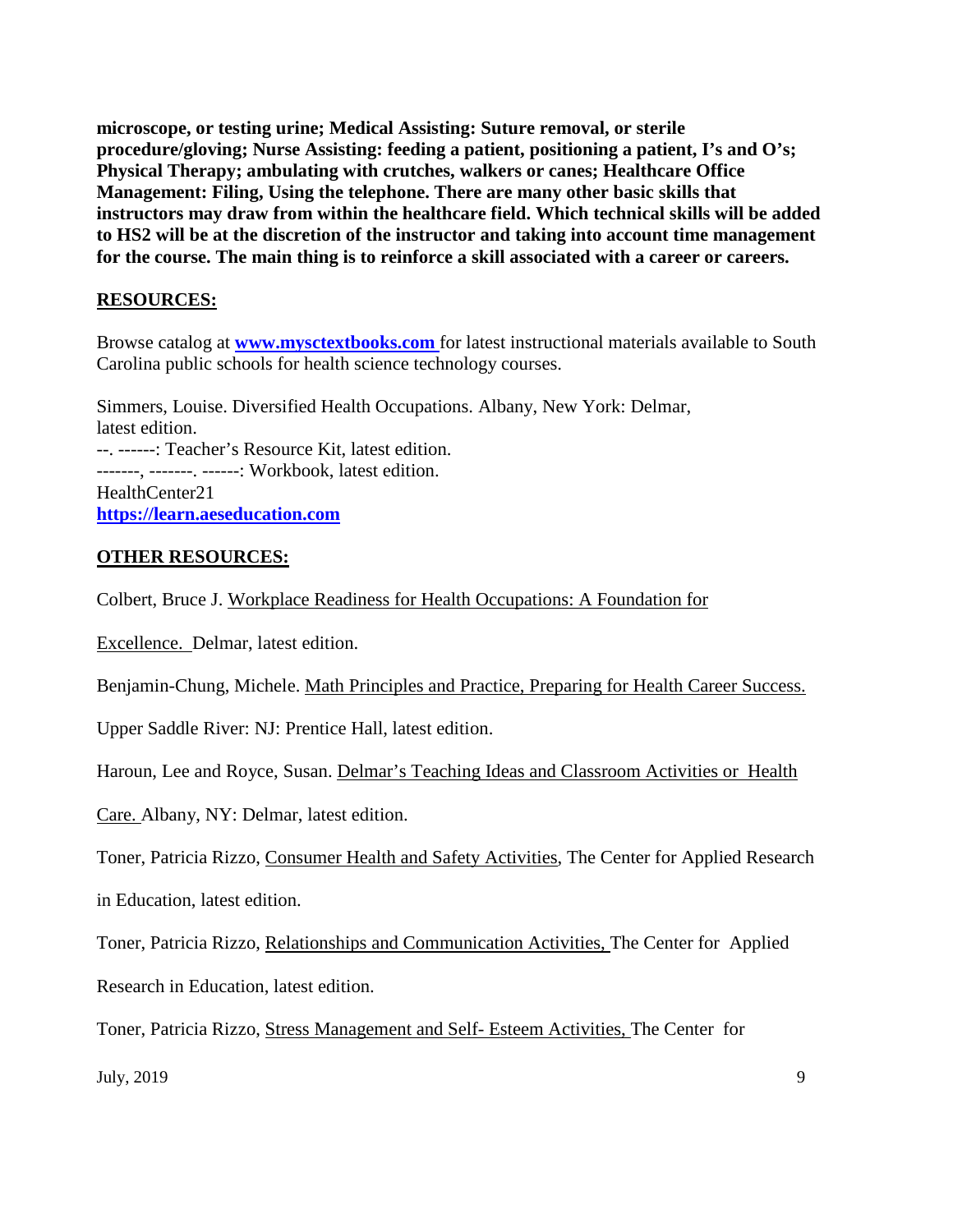**microscope, or testing urine; Medical Assisting: Suture removal, or sterile procedure/gloving; Nurse Assisting: feeding a patient, positioning a patient, I's and O's; Physical Therapy; ambulating with crutches, walkers or canes; Healthcare Office Management: Filing, Using the telephone. There are many other basic skills that instructors may draw from within the healthcare field. Which technical skills will be added to HS2 will be at the discretion of the instructor and taking into account time management for the course. The main thing is to reinforce a skill associated with a career or careers.**

## RESOURCES:

Browse catalog at **www.mysctextbooks.com** for latest instructional materials available to South Carolina public schools for health science technology courses.

Simmers, Louise. Diversified Health Occupations. Albany, New York: Delmar, latest edition.
--. ------: Teacher's Resource Kit, latest edition.
-------, -------. ------: Workbook, latest edition.
HealthCenter21
**https://learn.aeseducation.com**

## OTHER RESOURCES:

Colbert, Bruce J. Workplace Readiness for Health Occupations: A Foundation for Excellence. Delmar, latest edition.

Benjamin-Chung, Michele. Math Principles and Practice, Preparing for Health Career Success. Upper Saddle River: NJ: Prentice Hall, latest edition.

Haroun, Lee and Royce, Susan. Delmar's Teaching Ideas and Classroom Activities or Health Care. Albany, NY: Delmar, latest edition.

Toner, Patricia Rizzo, Consumer Health and Safety Activities, The Center for Applied Research in Education, latest edition.

Toner, Patricia Rizzo, Relationships and Communication Activities, The Center for Applied Research in Education, latest edition.

Toner, Patricia Rizzo, Stress Management and Self- Esteem Activities, The Center for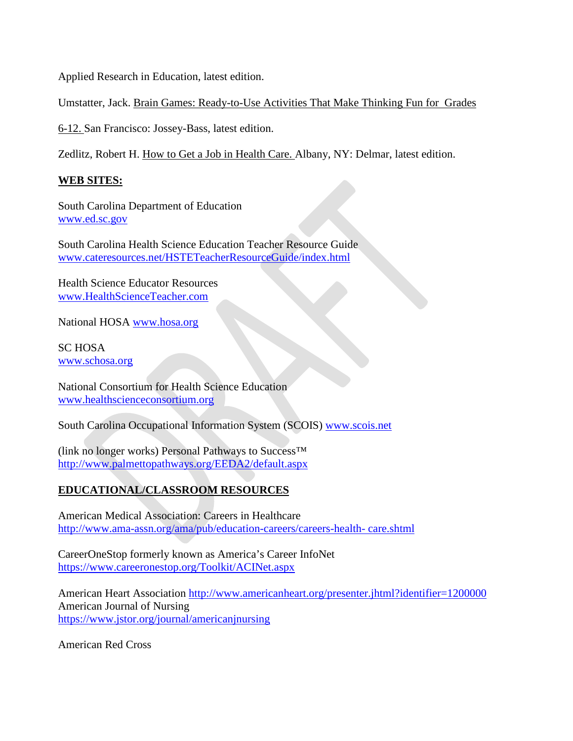Applied Research in Education, latest edition.

Umstatter, Jack. Brain Games: Ready-to-Use Activities That Make Thinking Fun for Grades 6-12. San Francisco: Jossey-Bass, latest edition.

Zedlitz, Robert H. How to Get a Job in Health Care. Albany, NY: Delmar, latest edition.

**WEB SITES:**

South Carolina Department of Education
www.ed.sc.gov

South Carolina Health Science Education Teacher Resource Guide
www.cateresources.net/HSTETeacherResourceGuide/index.html

Health Science Educator Resources
www.HealthScienceTeacher.com

National HOSA www.hosa.org

SC HOSA
www.schosa.org

National Consortium for Health Science Education
www.healthscienceconsortium.org

South Carolina Occupational Information System (SCOIS) www.scois.net

(link no longer works) Personal Pathways to Success™
http://www.palmettopathways.org/EEDA2/default.aspx

**EDUCATIONAL/CLASSROOM RESOURCES**

American Medical Association: Careers in Healthcare
http://www.ama-assn.org/ama/pub/education-careers/careers-health- care.shtml

CareerOneStop formerly known as America's Career InfoNet
https://www.careeronestop.org/Toolkit/ACINet.aspx

American Heart Association http://www.americanheart.org/presenter.jhtml?identifier=1200000
American Journal of Nursing
https://www.jstor.org/journal/americanjnursing

American Red Cross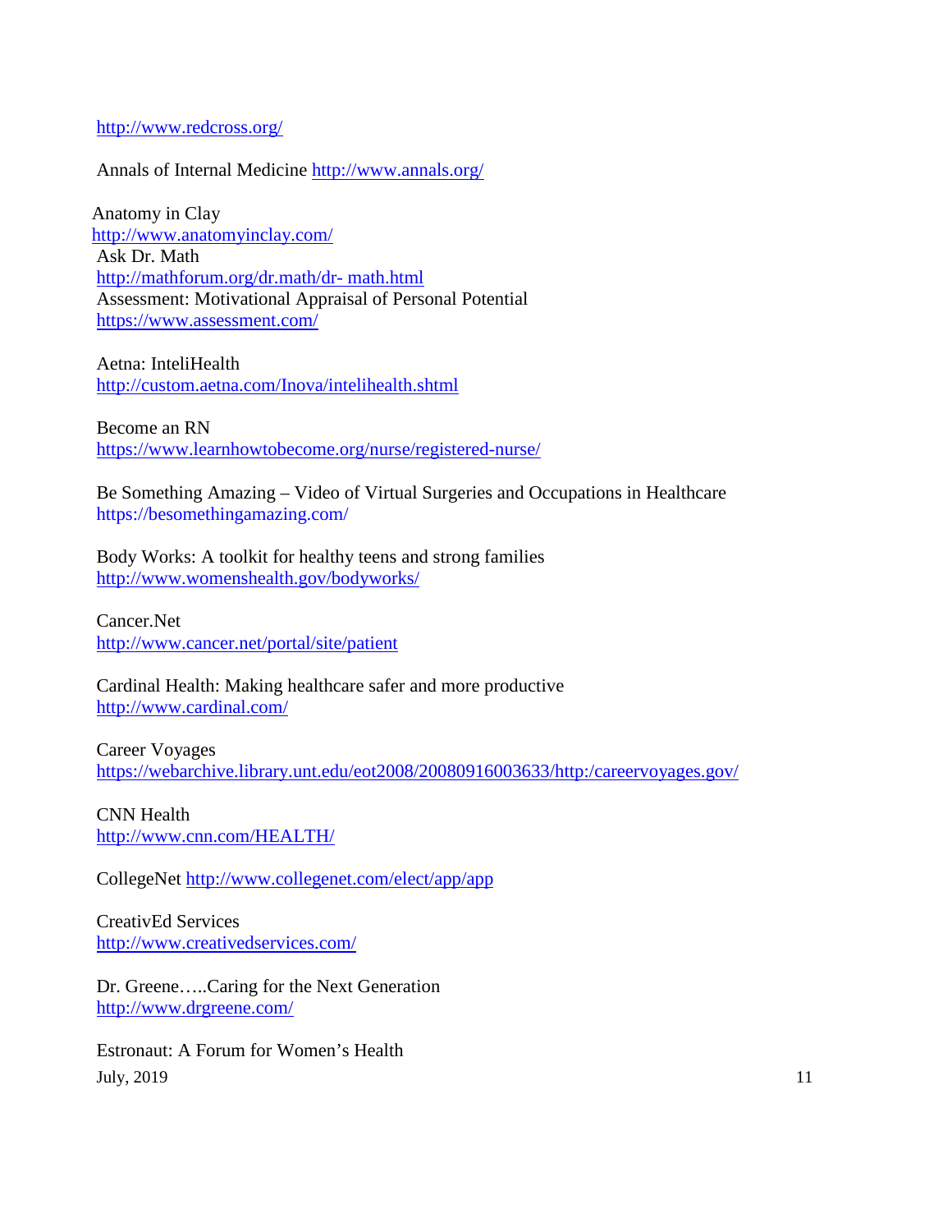http://www.redcross.org/

Annals of Internal Medicine http://www.annals.org/

Anatomy in Clay
http://www.anatomyinclay.com/
Ask Dr. Math
http://mathforum.org/dr.math/dr- math.html
Assessment: Motivational Appraisal of Personal Potential
https://www.assessment.com/

Aetna: InteliHealth
http://custom.aetna.com/Inova/intelihealth.shtml

Become an RN
https://www.learnhowtobecome.org/nurse/registered-nurse/

Be Something Amazing – Video of Virtual Surgeries and Occupations in Healthcare
https://besomethingamazing.com/

Body Works: A toolkit for healthy teens and strong families
http://www.womenshealth.gov/bodyworks/

Cancer.Net
http://www.cancer.net/portal/site/patient

Cardinal Health: Making healthcare safer and more productive
http://www.cardinal.com/

Career Voyages
https://webarchive.library.unt.edu/eot2008/20080916003633/http:/careervoyages.gov/

CNN Health
http://www.cnn.com/HEALTH/

CollegeNet http://www.collegenet.com/elect/app/app

CreativEd Services
http://www.creativedservices.com/

Dr. Greene…..Caring for the Next Generation
http://www.drgreene.com/

Estronaut: A Forum for Women's Health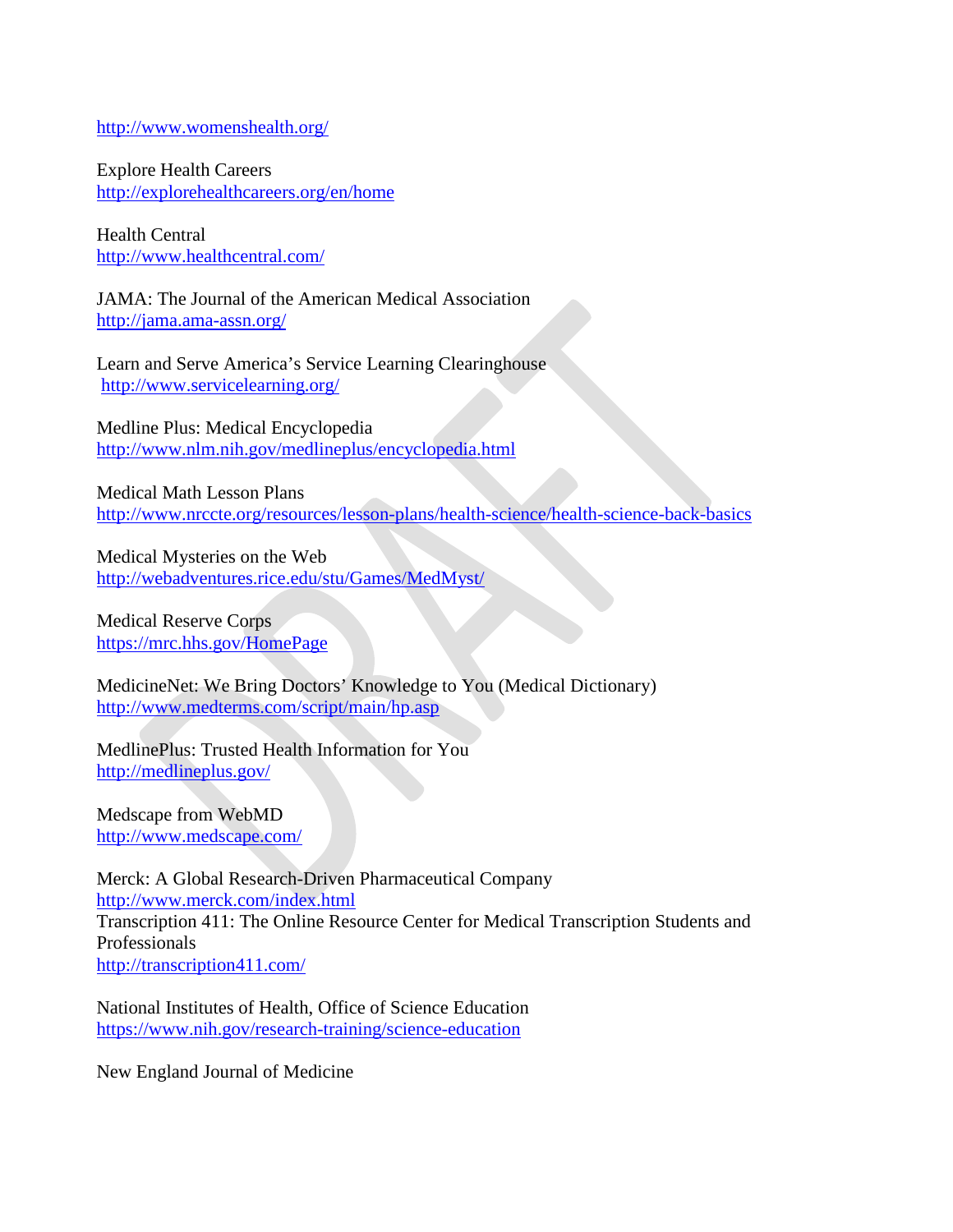http://www.womenshealth.org/

Explore Health Careers
http://explorehealthcareers.org/en/home

Health Central
http://www.healthcentral.com/

JAMA: The Journal of the American Medical Association
http://jama.ama-assn.org/

Learn and Serve America's Service Learning Clearinghouse
http://www.servicelearning.org/

Medline Plus: Medical Encyclopedia
http://www.nlm.nih.gov/medlineplus/encyclopedia.html

Medical Math Lesson Plans
http://www.nrccte.org/resources/lesson-plans/health-science/health-science-back-basics

Medical Mysteries on the Web
http://webadventures.rice.edu/stu/Games/MedMyst/

Medical Reserve Corps
https://mrc.hhs.gov/HomePage

MedicineNet: We Bring Doctors' Knowledge to You (Medical Dictionary)
http://www.medterms.com/script/main/hp.asp

MedlinePlus: Trusted Health Information for You
http://medlineplus.gov/

Medscape from WebMD
http://www.medscape.com/

Merck: A Global Research-Driven Pharmaceutical Company
http://www.merck.com/index.html
Transcription 411: The Online Resource Center for Medical Transcription Students and Professionals
http://transcription411.com/

National Institutes of Health, Office of Science Education
https://www.nih.gov/research-training/science-education

New England Journal of Medicine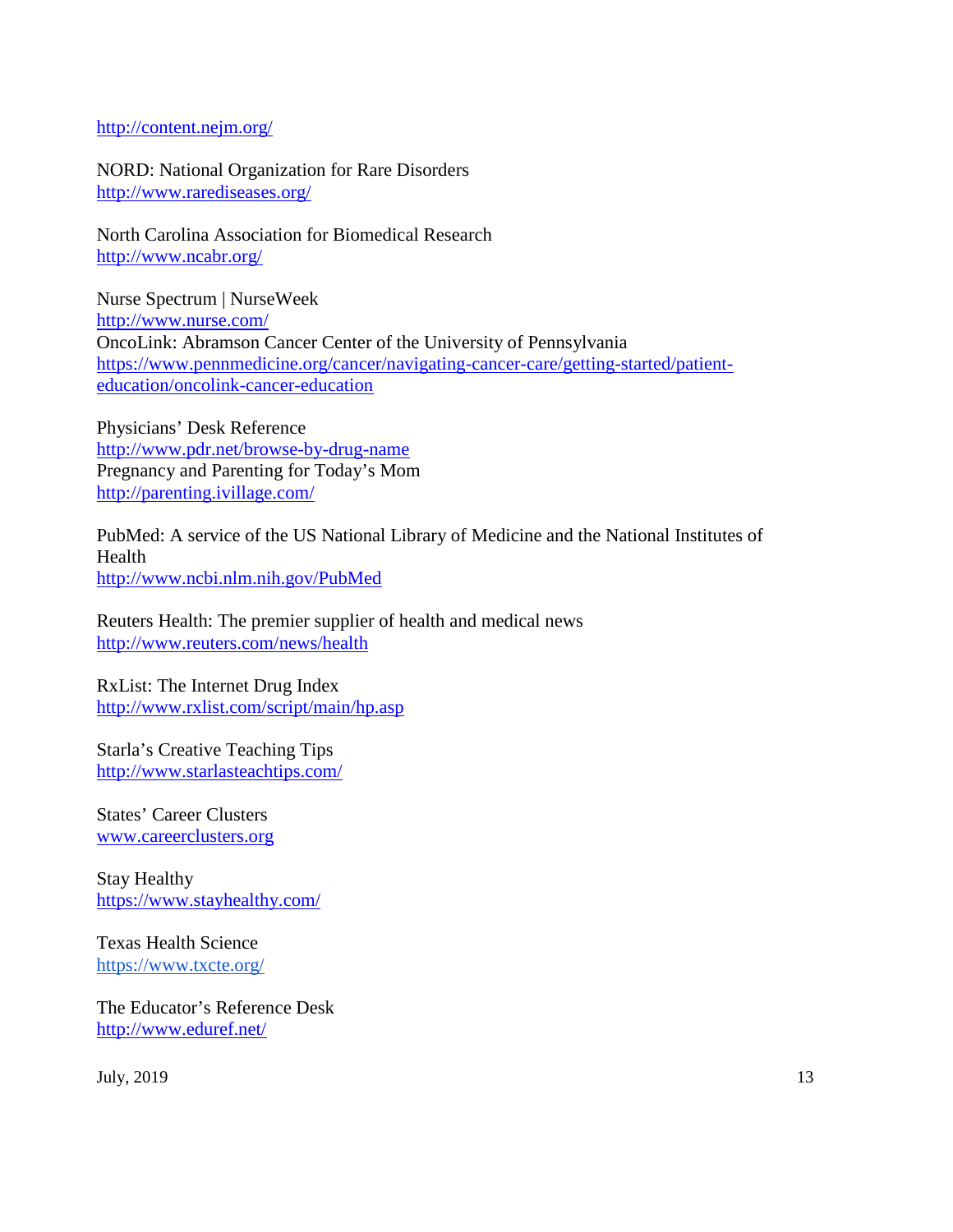http://content.nejm.org/

NORD: National Organization for Rare Disorders
http://www.rarediseases.org/

North Carolina Association for Biomedical Research
http://www.ncabr.org/

Nurse Spectrum | NurseWeek
http://www.nurse.com/
OncoLink: Abramson Cancer Center of the University of Pennsylvania
https://www.pennmedicine.org/cancer/navigating-cancer-care/getting-started/patient-education/oncolink-cancer-education

Physicians' Desk Reference
http://www.pdr.net/browse-by-drug-name
Pregnancy and Parenting for Today's Mom
http://parenting.ivillage.com/

PubMed: A service of the US National Library of Medicine and the National Institutes of Health
http://www.ncbi.nlm.nih.gov/PubMed

Reuters Health: The premier supplier of health and medical news
http://www.reuters.com/news/health

RxList: The Internet Drug Index
http://www.rxlist.com/script/main/hp.asp

Starla's Creative Teaching Tips
http://www.starlasteachtips.com/

States' Career Clusters
www.careerclusters.org

Stay Healthy
https://www.stayhealthy.com/

Texas Health Science
https://www.txcte.org/

The Educator's Reference Desk
http://www.eduref.net/

July, 2019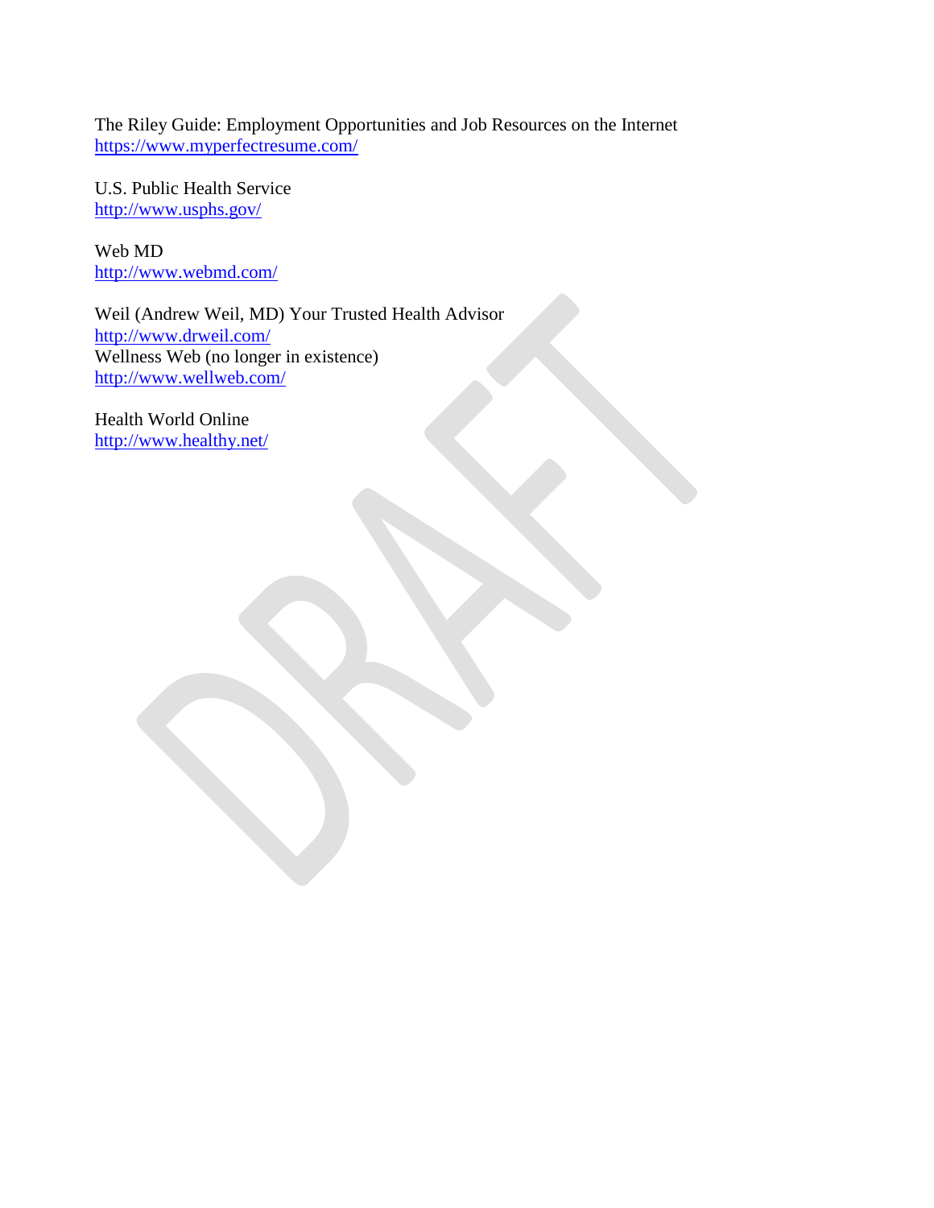The Riley Guide: Employment Opportunities and Job Resources on the Internet
https://www.myperfectresume.com/

U.S. Public Health Service
http://www.usphs.gov/

Web MD
http://www.webmd.com/

Weil (Andrew Weil, MD) Your Trusted Health Advisor
http://www.drweil.com/
Wellness Web (no longer in existence)
http://www.wellweb.com/

Health World Online
http://www.healthy.net/